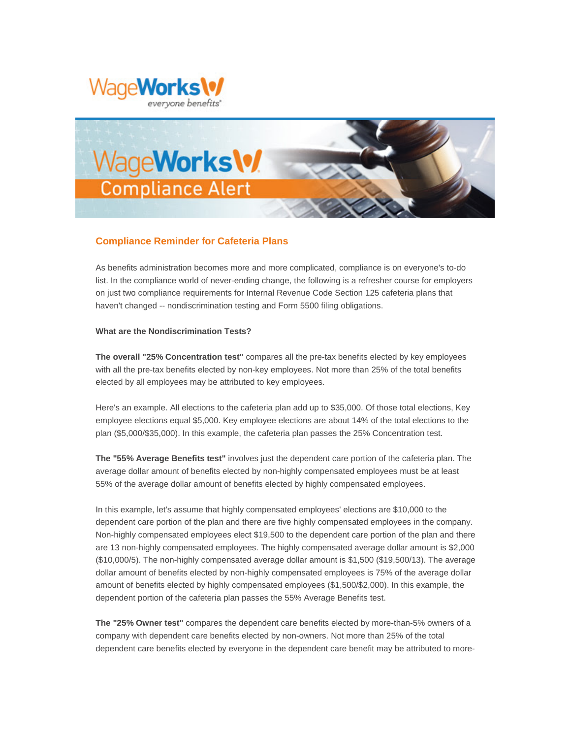## Compliance Reminder for Cafeteria Plans

As benefits administration becomes more and more complicated, compliance is on everyone's to-do list. In the compliance world of never-ending change, the following is a refresher course for employers on just two compliance requirements for Internal Revenue Code Section 125 cafeteria plans that haven't changed -- nondiscrimination testing and Form 5500 filing obligations.

**What are the Nondiscrimination Tests?**

**The overall "25% Concentration test"** compares all the pre-tax benefits elected by key employees with all the pre-tax benefits elected by non-key employees. Not more than 25% of the total benefits elected by all employees may be attributed to key employees.

Here's an example. All elections to the cafeteria plan add up to $35,000. Of those total elections, Key employee elections equal $5,000. Key employee elections are about 14% of the total elections to the plan ($5,000/$35,000). In this example, the cafeteria plan passes the 25% Concentration test.

**The "55% Average Benefits test"** involves just the dependent care portion of the cafeteria plan. The average dollar amount of benefits elected by non-highly compensated employees must be at least 55% of the average dollar amount of benefits elected by highly compensated employees.

In this example, let's assume that highly compensated employees' elections are $10,000 to the dependent care portion of the plan and there are five highly compensated employees in the company. Non-highly compensated employees elect $19,500 to the dependent care portion of the plan and there are 13 non-highly compensated employees. The highly compensated average dollar amount is $2,000 ($10,000/5). The non-highly compensated average dollar amount is $1,500 ($19,500/13). The average dollar amount of benefits elected by non-highly compensated employees is 75% of the average dollar amount of benefits elected by highly compensated employees ($1,500/$2,000). In this example, the dependent portion of the cafeteria plan passes the 55% Average Benefits test.

**The "25% Owner test"** compares the dependent care benefits elected by more-than-5% owners of a company with dependent care benefits elected by non-owners. Not more than 25% of the total dependent care benefits elected by everyone in the dependent care benefit may be attributed to more-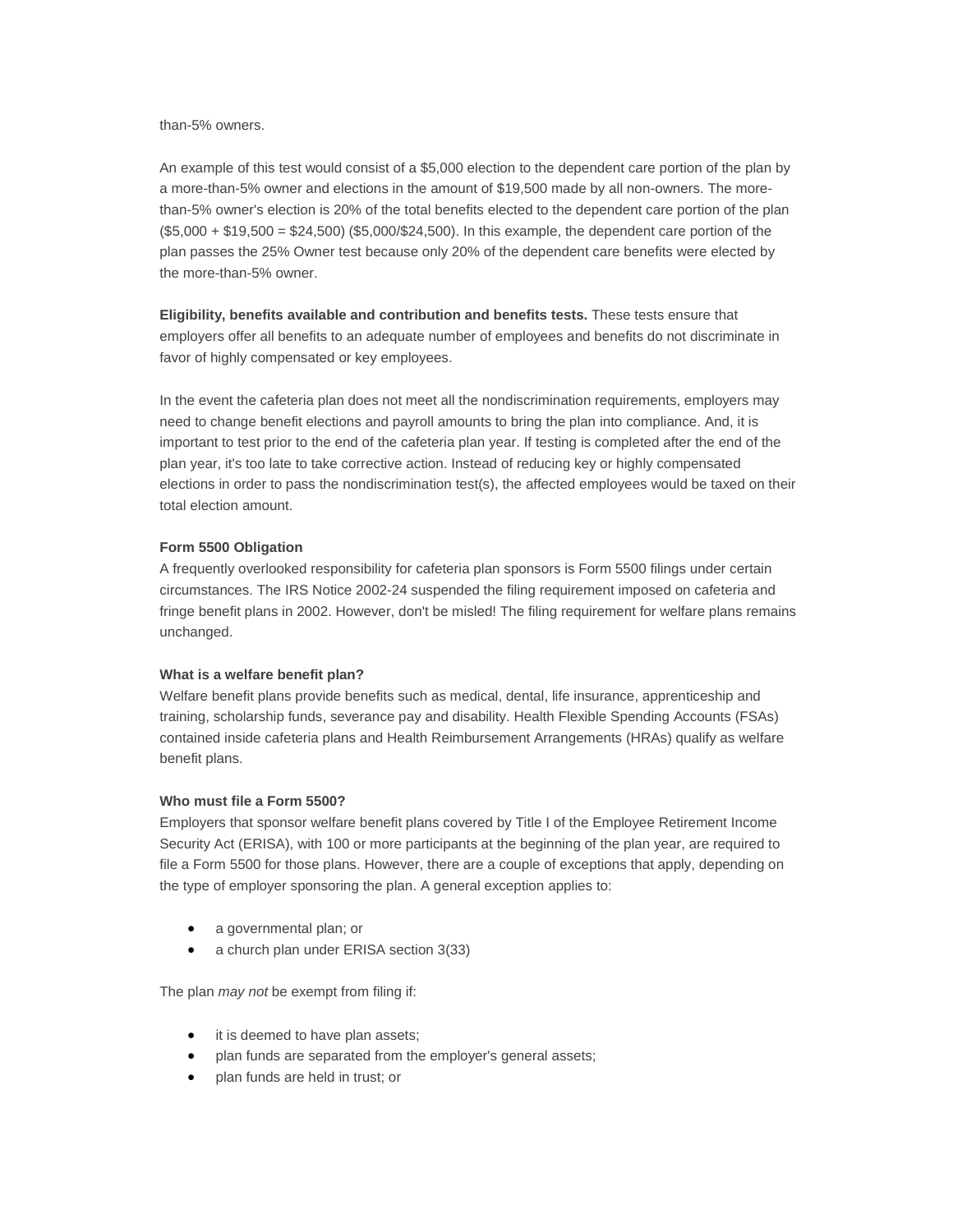than-5% owners.

An example of this test would consist of a $5,000 election to the dependent care portion of the plan by a more-than-5% owner and elections in the amount of $19,500 made by all non-owners. The more-than-5% owner's election is 20% of the total benefits elected to the dependent care portion of the plan ($5,000 + $19,500 = $24,500) ($5,000/$24,500). In this example, the dependent care portion of the plan passes the 25% Owner test because only 20% of the dependent care benefits were elected by the more-than-5% owner.

**Eligibility, benefits available and contribution and benefits tests.** These tests ensure that employers offer all benefits to an adequate number of employees and benefits do not discriminate in favor of highly compensated or key employees.

In the event the cafeteria plan does not meet all the nondiscrimination requirements, employers may need to change benefit elections and payroll amounts to bring the plan into compliance. And, it is important to test prior to the end of the cafeteria plan year. If testing is completed after the end of the plan year, it's too late to take corrective action. Instead of reducing key or highly compensated elections in order to pass the nondiscrimination test(s), the affected employees would be taxed on their total election amount.

**Form 5500 Obligation**

A frequently overlooked responsibility for cafeteria plan sponsors is Form 5500 filings under certain circumstances. The IRS Notice 2002-24 suspended the filing requirement imposed on cafeteria and fringe benefit plans in 2002. However, don't be misled! The filing requirement for welfare plans remains unchanged.

**What is a welfare benefit plan?**

Welfare benefit plans provide benefits such as medical, dental, life insurance, apprenticeship and training, scholarship funds, severance pay and disability. Health Flexible Spending Accounts (FSAs) contained inside cafeteria plans and Health Reimbursement Arrangements (HRAs) qualify as welfare benefit plans.

**Who must file a Form 5500?**

Employers that sponsor welfare benefit plans covered by Title I of the Employee Retirement Income Security Act (ERISA), with 100 or more participants at the beginning of the plan year, are required to file a Form 5500 for those plans. However, there are a couple of exceptions that apply, depending on the type of employer sponsoring the plan. A general exception applies to:

- a governmental plan; or
- a church plan under ERISA section 3(33)

The plan *may not* be exempt from filing if:

- it is deemed to have plan assets;
- plan funds are separated from the employer's general assets;
- plan funds are held in trust; or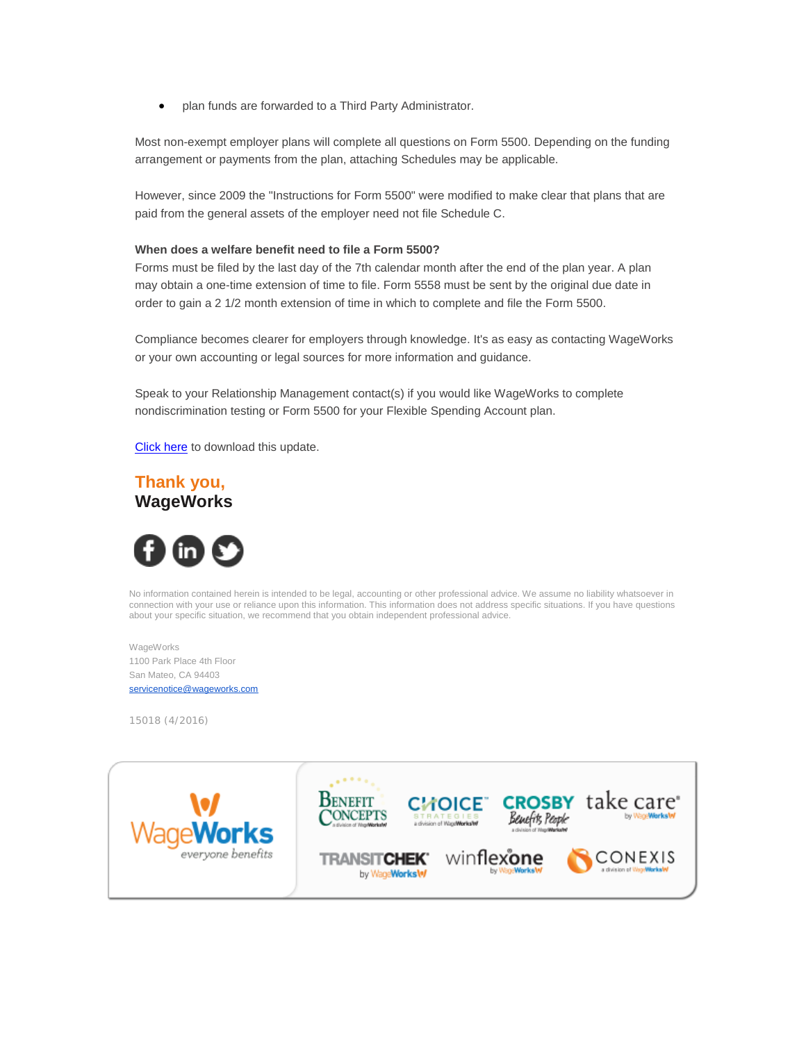- plan funds are forwarded to a Third Party Administrator.

Most non-exempt employer plans will complete all questions on Form 5500. Depending on the funding arrangement or payments from the plan, attaching Schedules may be applicable.

However, since 2009 the "Instructions for Form 5500" were modified to make clear that plans that are paid from the general assets of the employer need not file Schedule C.

**When does a welfare benefit need to file a Form 5500?**
Forms must be filed by the last day of the 7th calendar month after the end of the plan year. A plan may obtain a one-time extension of time to file. Form 5558 must be sent by the original due date in order to gain a 2 1/2 month extension of time in which to complete and file the Form 5500.

Compliance becomes clearer for employers through knowledge. It's as easy as contacting WageWorks or your own accounting or legal sources for more information and guidance.

Speak to your Relationship Management contact(s) if you would like WageWorks to complete nondiscrimination testing or Form 5500 for your Flexible Spending Account plan.

[Click here] to download this update.

**Thank you,**
**WageWorks**

No information contained herein is intended to be legal, accounting or other professional advice. We assume no liability whatsoever in connection with your use or reliance upon this information. This information does not address specific situations. If you have questions about your specific situation, we recommend that you obtain independent professional advice.

WageWorks
1100 Park Place 4th Floor
San Mateo, CA 94403
servicenotice@wageworks.com

15018 (4/2016)